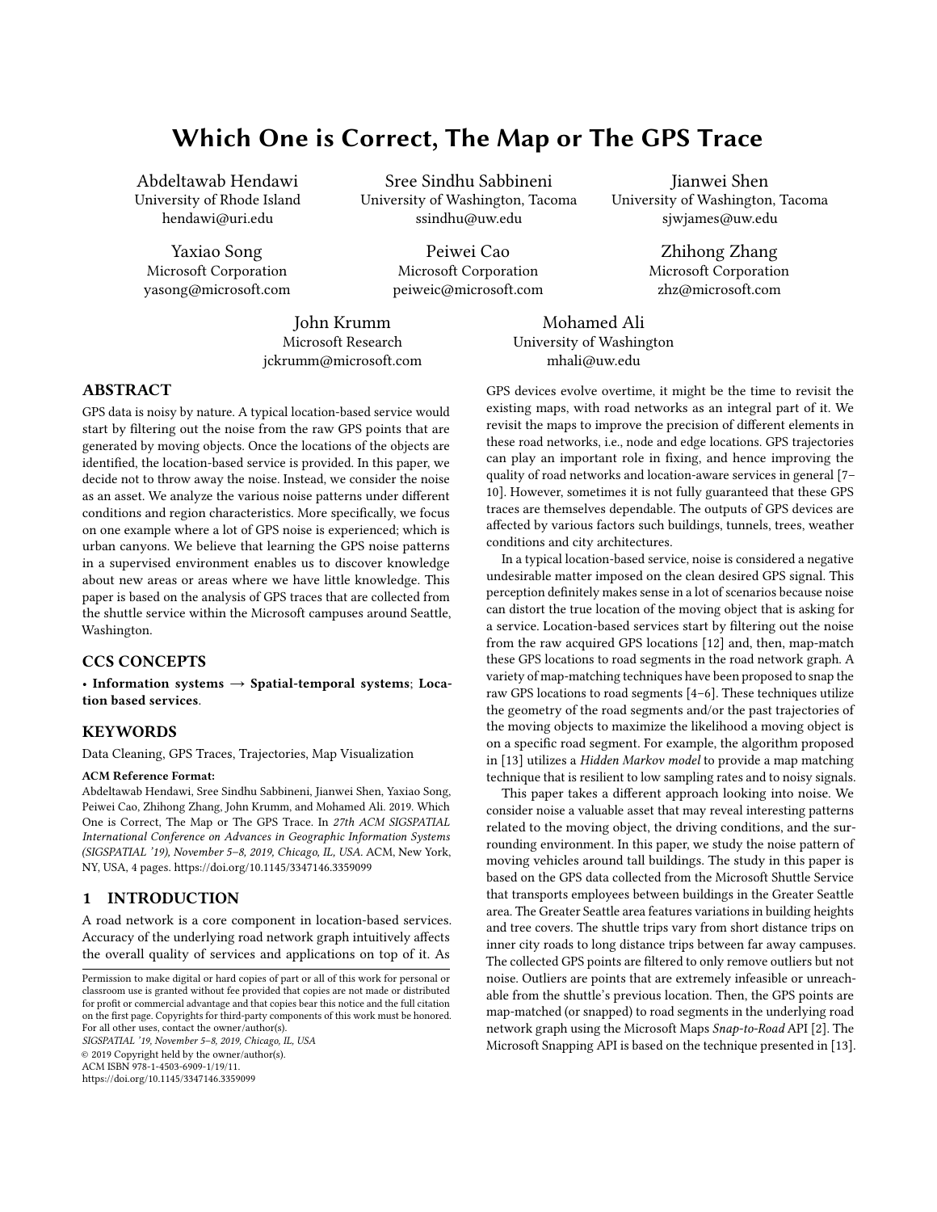# Which One is Correct, The Map or The GPS Trace

Abdeltawab Hendawi
University of Rhode Island
hendawi@uri.edu

Sree Sindhu Sabbineni
University of Washington, Tacoma
ssindhu@uw.edu

Jianwei Shen
University of Washington, Tacoma
sjwjames@uw.edu

Yaxiao Song
Microsoft Corporation
yasong@microsoft.com

Peiwei Cao
Microsoft Corporation
peiweic@microsoft.com

Zhihong Zhang
Microsoft Corporation
zhz@microsoft.com

John Krumm
Microsoft Research
jckrumm@microsoft.com

Mohamed Ali
University of Washington
mhali@uw.edu

## ABSTRACT

GPS data is noisy by nature. A typical location-based service would start by filtering out the noise from the raw GPS points that are generated by moving objects. Once the locations of the objects are identified, the location-based service is provided. In this paper, we decide not to throw away the noise. Instead, we consider the noise as an asset. We analyze the various noise patterns under different conditions and region characteristics. More specifically, we focus on one example where a lot of GPS noise is experienced; which is urban canyons. We believe that learning the GPS noise patterns in a supervised environment enables us to discover knowledge about new areas or areas where we have little knowledge. This paper is based on the analysis of GPS traces that are collected from the shuttle service within the Microsoft campuses around Seattle, Washington.

## CCS CONCEPTS

• **Information systems → Spatial-temporal systems**; **Location based services**.

## KEYWORDS

Data Cleaning, GPS Traces, Trajectories, Map Visualization

**ACM Reference Format:**

Abdeltawab Hendawi, Sree Sindhu Sabbineni, Jianwei Shen, Yaxiao Song, Peiwei Cao, Zhihong Zhang, John Krumm, and Mohamed Ali. 2019. Which One is Correct, The Map or The GPS Trace. In *27th ACM SIGSPATIAL International Conference on Advances in Geographic Information Systems (SIGSPATIAL '19), November 5–8, 2019, Chicago, IL, USA.* ACM, New York, NY, USA, 4 pages. https://doi.org/10.1145/3347146.3359099

## 1 INTRODUCTION

A road network is a core component in location-based services. Accuracy of the underlying road network graph intuitively affects the overall quality of services and applications on top of it. As GPS devices evolve overtime, it might be the time to revisit the existing maps, with road networks as an integral part of it. We revisit the maps to improve the precision of different elements in these road networks, i.e., node and edge locations. GPS trajectories can play an important role in fixing, and hence improving the quality of road networks and location-aware services in general [7–10]. However, sometimes it is not fully guaranteed that these GPS traces are themselves dependable. The outputs of GPS devices are affected by various factors such buildings, tunnels, trees, weather conditions and city architectures.

In a typical location-based service, noise is considered a negative undesirable matter imposed on the clean desired GPS signal. This perception definitely makes sense in a lot of scenarios because noise can distort the true location of the moving object that is asking for a service. Location-based services start by filtering out the noise from the raw acquired GPS locations [12] and, then, map-match these GPS locations to road segments in the road network graph. A variety of map-matching techniques have been proposed to snap the raw GPS locations to road segments [4–6]. These techniques utilize the geometry of the road segments and/or the past trajectories of the moving objects to maximize the likelihood a moving object is on a specific road segment. For example, the algorithm proposed in [13] utilizes a *Hidden Markov model* to provide a map matching technique that is resilient to low sampling rates and to noisy signals.

This paper takes a different approach looking into noise. We consider noise a valuable asset that may reveal interesting patterns related to the moving object, the driving conditions, and the surrounding environment. In this paper, we study the noise pattern of moving vehicles around tall buildings. The study in this paper is based on the GPS data collected from the Microsoft Shuttle Service that transports employees between buildings in the Greater Seattle area. The Greater Seattle area features variations in building heights and tree covers. The shuttle trips vary from short distance trips on inner city roads to long distance trips between far away campuses. The collected GPS points are filtered to only remove outliers but not noise. Outliers are points that are extremely infeasible or unreachable from the shuttle's previous location. Then, the GPS points are map-matched (or snapped) to road segments in the underlying road network graph using the Microsoft Maps *Snap-to-Road* API [2]. The Microsoft Snapping API is based on the technique presented in [13].

Permission to make digital or hard copies of part or all of this work for personal or classroom use is granted without fee provided that copies are not made or distributed for profit or commercial advantage and that copies bear this notice and the full citation on the first page. Copyrights for third-party components of this work must be honored. For all other uses, contact the owner/author(s).
*SIGSPATIAL '19, November 5–8, 2019, Chicago, IL, USA*
© 2019 Copyright held by the owner/author(s).
ACM ISBN 978-1-4503-6909-1/19/11.
https://doi.org/10.1145/3347146.3359099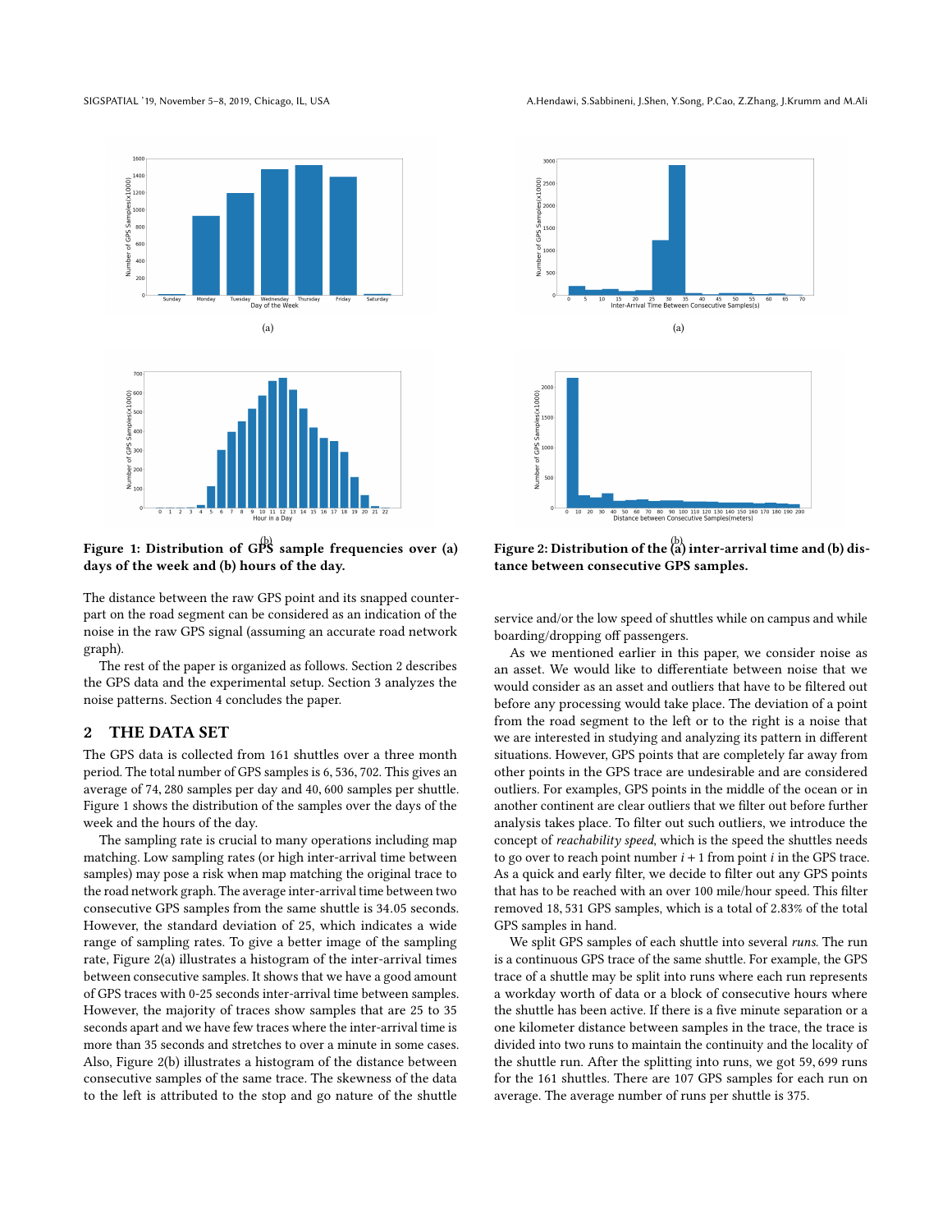Figure 1: Distribution of GPS sample frequencies over (a) days of the week and (b) hours of the day.

Figure 2: Distribution of the (a) inter-arrival time and (b) distance between consecutive GPS samples.

The distance between the raw GPS point and its snapped counterpart on the road segment can be considered as an indication of the noise in the raw GPS signal (assuming an accurate road network graph).

The rest of the paper is organized as follows. Section 2 describes the GPS data and the experimental setup. Section 3 analyzes the noise patterns. Section 4 concludes the paper.

## 2 THE DATA SET

The GPS data is collected from 161 shuttles over a three month period. The total number of GPS samples is 6, 536, 702. This gives an average of 74, 280 samples per day and 40, 600 samples per shuttle. Figure 1 shows the distribution of the samples over the days of the week and the hours of the day.

The sampling rate is crucial to many operations including map matching. Low sampling rates (or high inter-arrival time between samples) may pose a risk when map matching the original trace to the road network graph. The average inter-arrival time between two consecutive GPS samples from the same shuttle is 34.05 seconds. However, the standard deviation of 25, which indicates a wide range of sampling rates. To give a better image of the sampling rate, Figure 2(a) illustrates a histogram of the inter-arrival times between consecutive samples. It shows that we have a good amount of GPS traces with 0-25 seconds inter-arrival time between samples. However, the majority of traces show samples that are 25 to 35 seconds apart and we have few traces where the inter-arrival time is more than 35 seconds and stretches to over a minute in some cases. Also, Figure 2(b) illustrates a histogram of the distance between consecutive samples of the same trace. The skewness of the data to the left is attributed to the stop and go nature of the shuttle service and/or the low speed of shuttles while on campus and while boarding/dropping off passengers.

As we mentioned earlier in this paper, we consider noise as an asset. We would like to differentiate between noise that we would consider as an asset and outliers that have to be filtered out before any processing would take place. The deviation of a point from the road segment to the left or to the right is a noise that we are interested in studying and analyzing its pattern in different situations. However, GPS points that are completely far away from other points in the GPS trace are undesirable and are considered outliers. For examples, GPS points in the middle of the ocean or in another continent are clear outliers that we filter out before further analysis takes place. To filter out such outliers, we introduce the concept of *reachability speed*, which is the speed the shuttles needs to go over to reach point number $i + 1$ from point $i$ in the GPS trace. As a quick and early filter, we decide to filter out any GPS points that has to be reached with an over 100 mile/hour speed. This filter removed 18, 531 GPS samples, which is a total of 2.83% of the total GPS samples in hand.

We split GPS samples of each shuttle into several *runs*. The run is a continuous GPS trace of the same shuttle. For example, the GPS trace of a shuttle may be split into runs where each run represents a workday worth of data or a block of consecutive hours where the shuttle has been active. If there is a five minute separation or a one kilometer distance between samples in the trace, the trace is divided into two runs to maintain the continuity and the locality of the shuttle run. After the splitting into runs, we got 59, 699 runs for the 161 shuttles. There are 107 GPS samples for each run on average. The average number of runs per shuttle is 375.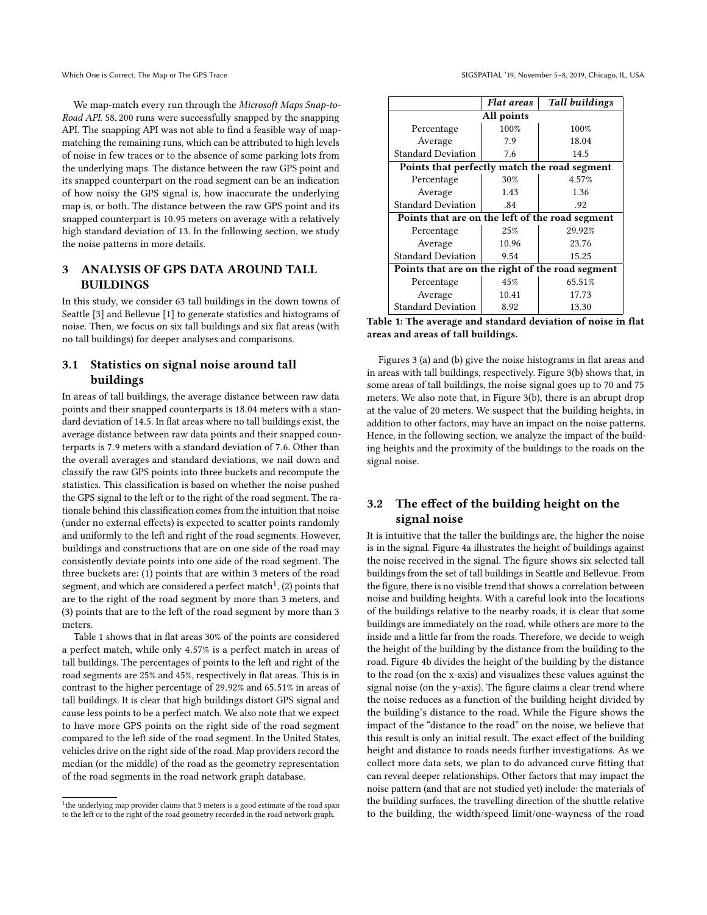We map-match every run through the *Microsoft Maps Snap-to-Road API*. 58, 200 runs were successfully snapped by the snapping API. The snapping API was not able to find a feasible way of map-matching the remaining runs, which can be attributed to high levels of noise in few traces or to the absence of some parking lots from the underlying maps. The distance between the raw GPS point and its snapped counterpart on the road segment can be an indication of how noisy the GPS signal is, how inaccurate the underlying map is, or both. The distance between the raw GPS point and its snapped counterpart is 10.95 meters on average with a relatively high standard deviation of 13. In the following section, we study the noise patterns in more details.

## 3 ANALYSIS OF GPS DATA AROUND TALL BUILDINGS

In this study, we consider 63 tall buildings in the down towns of Seattle [3] and Bellevue [1] to generate statistics and histograms of noise. Then, we focus on six tall buildings and six flat areas (with no tall buildings) for deeper analyses and comparisons.

### 3.1 Statistics on signal noise around tall buildings

In areas of tall buildings, the average distance between raw data points and their snapped counterparts is 18.04 meters with a standard deviation of 14.5. In flat areas where no tall buildings exist, the average distance between raw data points and their snapped counterparts is 7.9 meters with a standard deviation of 7.6. Other than the overall averages and standard deviations, we nail down and classify the raw GPS points into three buckets and recompute the statistics. This classification is based on whether the noise pushed the GPS signal to the left or to the right of the road segment. The rationale behind this classification comes from the intuition that noise (under no external effects) is expected to scatter points randomly and uniformly to the left and right of the road segments. However, buildings and constructions that are on one side of the road may consistently deviate points into one side of the road segment. The three buckets are: (1) points that are within 3 meters of the road segment, and which are considered a perfect match[1], (2) points that are to the right of the road segment by more than 3 meters, and (3) points that are to the left of the road segment by more than 3 meters.

Table 1 shows that in flat areas 30% of the points are considered a perfect match, while only 4.57% is a perfect match in areas of tall buildings. The percentages of points to the left and right of the road segments are 25% and 45%, respectively in flat areas. This is in contrast to the higher percentage of 29.92% and 65.51% in areas of tall buildings. It is clear that high buildings distort GPS signal and cause less points to be a perfect match. We also note that we expect to have more GPS points on the right side of the road segment compared to the left side of the road segment. In the United States, vehicles drive on the right side of the road. Map providers record the median (or the middle) of the road as the geometry representation of the road segments in the road network graph database.

[1] the underlying map provider claims that 3 meters is a good estimate of the road span to the left or to the right of the road geometry recorded in the road network graph.

| | *Flat areas* | *Tall buildings* |
|---|---|---|
| **All points** | | |
| Percentage | 100% | 100% |
| Average | 7.9 | 18.04 |
| Standard Deviation | 7.6 | 14.5 |
| **Points that perfectly match the road segment** | | |
| Percentage | 30% | 4.57% |
| Average | 1.43 | 1.36 |
| Standard Deviation | .84 | .92 |
| **Points that are on the left of the road segment** | | |
| Percentage | 25% | 29.92% |
| Average | 10.96 | 23.76 |
| Standard Deviation | 9.54 | 15.25 |
| **Points that are on the right of the road segment** | | |
| Percentage | 45% | 65.51% |
| Average | 10.41 | 17.73 |
| Standard Deviation | 8.92 | 13.30 |

**Table 1: The average and standard deviation of noise in flat areas and areas of tall buildings.**

Figures 3 (a) and (b) give the noise histograms in flat areas and in areas with tall buildings, respectively. Figure 3(b) shows that, in some areas of tall buildings, the noise signal goes up to 70 and 75 meters. We also note that, in Figure 3(b), there is an abrupt drop at the value of 20 meters. We suspect that the building heights, in addition to other factors, may have an impact on the noise patterns. Hence, in the following section, we analyze the impact of the building heights and the proximity of the buildings to the roads on the signal noise.

### 3.2 The effect of the building height on the signal noise

It is intuitive that the taller the buildings are, the higher the noise is in the signal. Figure 4a illustrates the height of buildings against the noise received in the signal. The figure shows six selected tall buildings from the set of tall buildings in Seattle and Bellevue. From the figure, there is no visible trend that shows a correlation between noise and building heights. With a careful look into the locations of the buildings relative to the nearby roads, it is clear that some buildings are immediately on the road, while others are more to the inside and a little far from the roads. Therefore, we decide to weigh the height of the building by the distance from the building to the road. Figure 4b divides the height of the building by the distance to the road (on the x-axis) and visualizes these values against the signal noise (on the y-axis). The figure claims a clear trend where the noise reduces as a function of the building height divided by the building's distance to the road. While the Figure shows the impact of the "distance to the road" on the noise, we believe that this result is only an initial result. The exact effect of the building height and distance to roads needs further investigations. As we collect more data sets, we plan to do advanced curve fitting that can reveal deeper relationships. Other factors that may impact the noise pattern (and that are not studied yet) include: the materials of the building surfaces, the travelling direction of the shuttle relative to the building, the width/speed limit/one-wayness of the road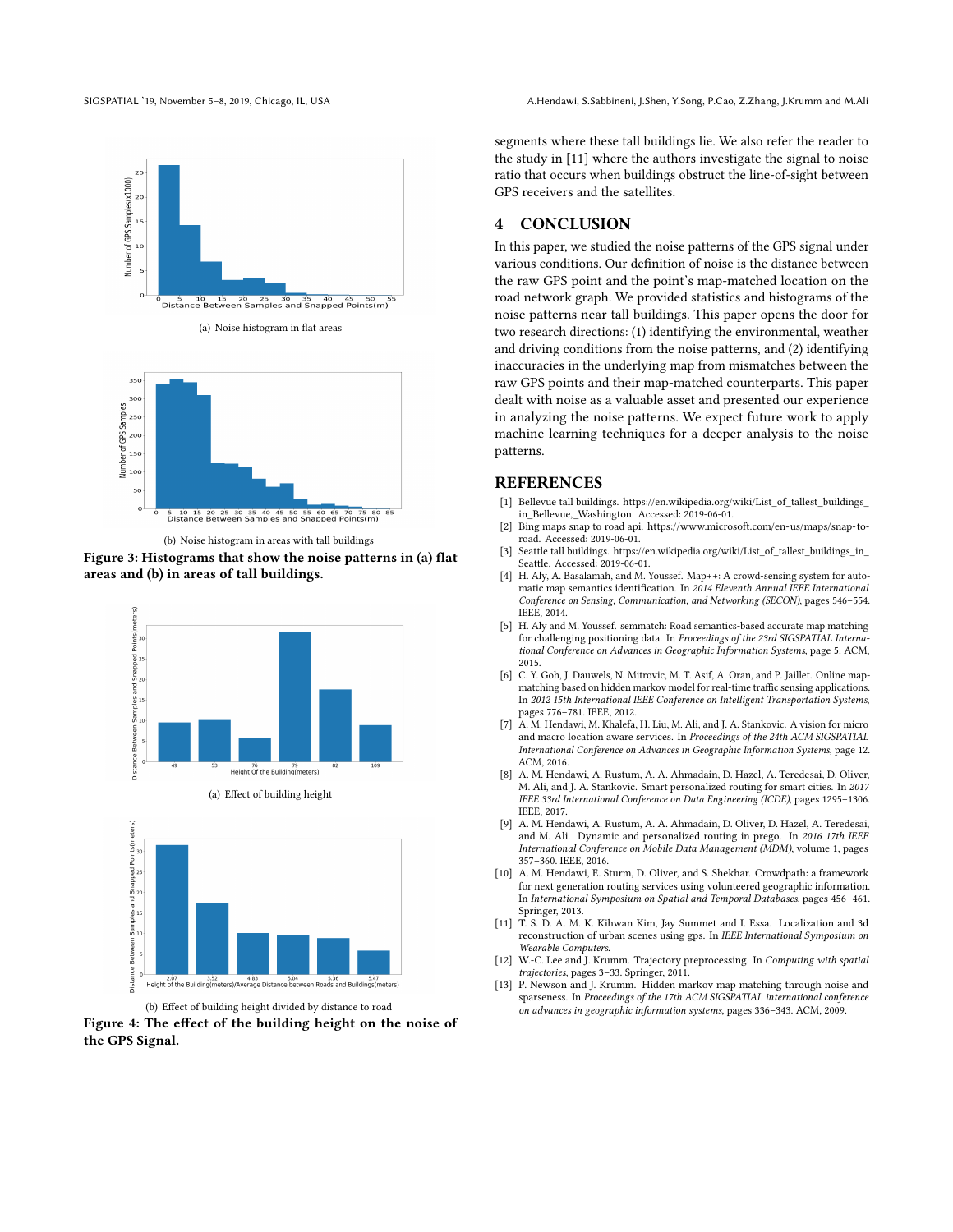25
20
15
10
5
0
Number of GPS Samples(x1000)
0 5 10 15 20 25 30 35 40 45 50 55
Distance Between Samples and Snapped Points(m)

(a) Noise histogram in flat areas

350
300
250
200
150
100
50
0
Number of GPS Samples
0 5 10 15 20 25 30 35 40 45 50 55 60 65 70 75 80 85
Distance Between Samples and Snapped Points(m)

(b) Noise histogram in areas with tall buildings

**Figure 3: Histograms that show the noise patterns in (a) flat areas and (b) in areas of tall buildings.**

30
25
20
15
10
5
0
Distance Between Samples and Snapped Points(meters)
49 53 76 79 82 109
Height Of the Building(meters)

(a) Effect of building height

30
25
20
15
10
5
0
Distance Between Samples and Snapped Points(meters)
2.07 3.52 4.83 5.04 5.36 5.47
Height of the Building(meters)/Average Distance between Roads and Buildings(meters)

(b) Effect of building height divided by distance to road

**Figure 4: The effect of the building height on the noise of the GPS Signal.**

segments where these tall buildings lie. We also refer the reader to the study in [11] where the authors investigate the signal to noise ratio that occurs when buildings obstruct the line-of-sight between GPS receivers and the satellites.

## 4 CONCLUSION

In this paper, we studied the noise patterns of the GPS signal under various conditions. Our definition of noise is the distance between the raw GPS point and the point's map-matched location on the road network graph. We provided statistics and histograms of the noise patterns near tall buildings. This paper opens the door for two research directions: (1) identifying the environmental, weather and driving conditions from the noise patterns, and (2) identifying inaccuracies in the underlying map from mismatches between the raw GPS points and their map-matched counterparts. This paper dealt with noise as a valuable asset and presented our experience in analyzing the noise patterns. We expect future work to apply machine learning techniques for a deeper analysis to the noise patterns.

## REFERENCES

[1] Bellevue tall buildings. https://en.wikipedia.org/wiki/List_of_tallest_buildings_in_Bellevue,_Washington. Accessed: 2019-06-01.

[2] Bing maps snap to road api. https://www.microsoft.com/en-us/maps/snap-to-road. Accessed: 2019-06-01.

[3] Seattle tall buildings. https://en.wikipedia.org/wiki/List_of_tallest_buildings_in_Seattle. Accessed: 2019-06-01.

[4] H. Aly, A. Basalamah, and M. Youssef. Map++: A crowd-sensing system for automatic map semantics identification. In *2014 Eleventh Annual IEEE International Conference on Sensing, Communication, and Networking (SECON)*, pages 546–554. IEEE, 2014.

[5] H. Aly and M. Youssef. semmatch: Road semantics-based accurate map matching for challenging positioning data. In *Proceedings of the 23rd SIGSPATIAL International Conference on Advances in Geographic Information Systems*, page 5. ACM, 2015.

[6] C. Y. Goh, J. Dauwels, N. Mitrovic, M. T. Asif, A. Oran, and P. Jaillet. Online map-matching based on hidden markov model for real-time traffic sensing applications. In *2012 15th International IEEE Conference on Intelligent Transportation Systems*, pages 776–781. IEEE, 2012.

[7] A. M. Hendawi, M. Khalefa, H. Liu, M. Ali, and J. A. Stankovic. A vision for micro and macro location aware services. In *Proceedings of the 24th ACM SIGSPATIAL International Conference on Advances in Geographic Information Systems*, page 12. ACM, 2016.

[8] A. M. Hendawi, A. Rustum, A. A. Ahmadain, D. Hazel, A. Teredesai, D. Oliver, M. Ali, and J. A. Stankovic. Smart personalized routing for smart cities. In *2017 IEEE 33rd International Conference on Data Engineering (ICDE)*, pages 1295–1306. IEEE, 2017.

[9] A. M. Hendawi, A. Rustum, A. A. Ahmadain, D. Oliver, D. Hazel, A. Teredesai, and M. Ali. Dynamic and personalized routing in prego. In *2016 17th IEEE International Conference on Mobile Data Management (MDM)*, volume 1, pages 357–360. IEEE, 2016.

[10] A. M. Hendawi, E. Sturm, D. Oliver, and S. Shekhar. Crowdpath: a framework for next generation routing services using volunteered geographic information. In *International Symposium on Spatial and Temporal Databases*, pages 456–461. Springer, 2013.

[11] T. S. D. A. M. K. Kihwan Kim, Jay Summet and I. Essa. Localization and 3d reconstruction of urban scenes using gps. In *IEEE International Symposium on Wearable Computers*.

[12] W.-C. Lee and J. Krumm. Trajectory preprocessing. In *Computing with spatial trajectories*, pages 3–33. Springer, 2011.

[13] P. Newson and J. Krumm. Hidden markov map matching through noise and sparseness. In *Proceedings of the 17th ACM SIGSPATIAL international conference on advances in geographic information systems*, pages 336–343. ACM, 2009.